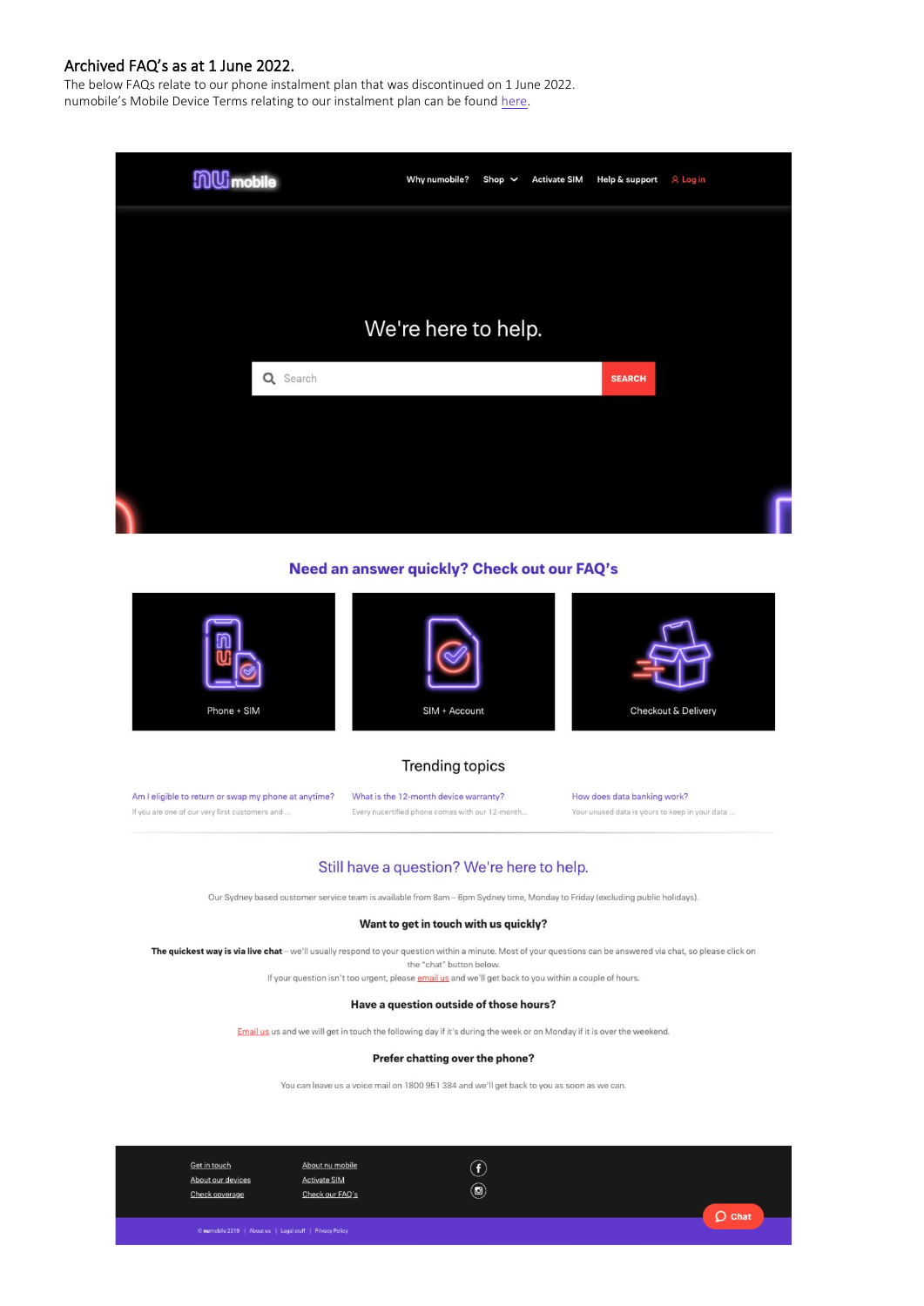## Archived FAQ's as at 1 June 2022.

The below FAQs relate to our phone instalment plan that was discontinued on 1 June 2022.
numobile's Mobile Device Terms relating to our instalment plan can be found here.

numobile

Why numobile? Shop Activate SIM Help & support Log in

# We're here to help.

Search SEARCH

## Need an answer quickly? Check out our FAQ's

Phone + SIM

SIM + Account

Checkout & Delivery

### Trending topics

Am I eligible to return or swap my phone at anytime?
If you are one of our very first customers and ...

What is the 12-month device warranty?
Every nucertified phone comes with our 12-month...

How does data banking work?
Your unused data is yours to keep in your data ...

## Still have a question? We're here to help.

Our Sydney based customer service team is available from 8am – 6pm Sydney time, Monday to Friday (excluding public holidays).

### Want to get in touch with us quickly?

**The quickest way is via live chat** – we'll usually respond to your question within a minute. Most of your questions can be answered via chat, so please click on the "chat" button below.

If your question isn't too urgent, please email us and we'll get back to you within a couple of hours.

### Have a question outside of those hours?

Email us us and we will get in touch the following day if it's during the week or on Monday if it is over the weekend.

### Prefer chatting over the phone?

You can leave us a voice mail on 1800 951 384 and we'll get back to you as soon as we can.

Get in touch
About our devices
Check coverage

About nu mobile
Activate SIM
Check our FAQ's

Chat

© numobile 2019 | About us | Legal stuff | Privacy Policy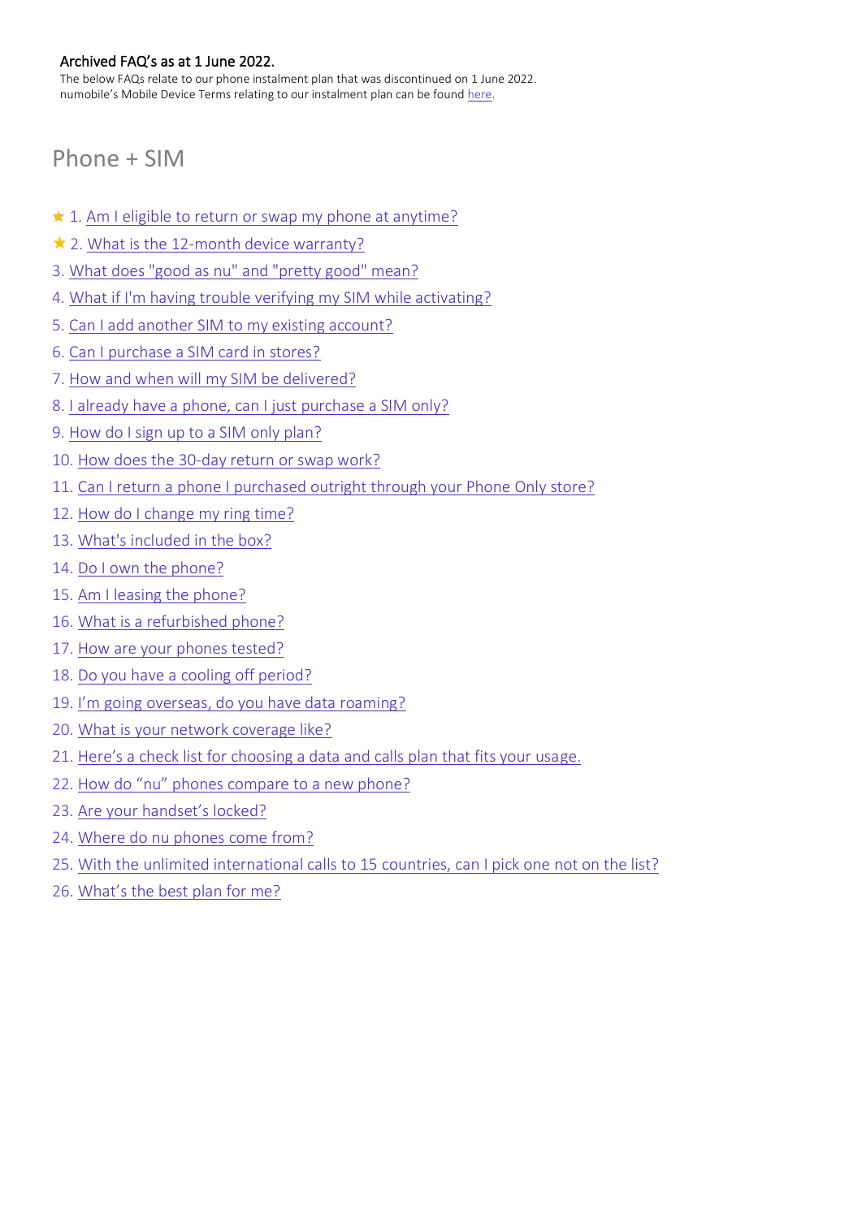**Archived FAQ's as at 1 June 2022.**

The below FAQs relate to our phone instalment plan that was discontinued on 1 June 2022.
numobile's Mobile Device Terms relating to our instalment plan can be found here.

## Phone + SIM

★ 1. Am I eligible to return or swap my phone at anytime?
★ 2. What is the 12-month device warranty?
3. What does "good as nu" and "pretty good" mean?
4. What if I'm having trouble verifying my SIM while activating?
5. Can I add another SIM to my existing account?
6. Can I purchase a SIM card in stores?
7. How and when will my SIM be delivered?
8. I already have a phone, can I just purchase a SIM only?
9. How do I sign up to a SIM only plan?
10. How does the 30-day return or swap work?
11. Can I return a phone I purchased outright through your Phone Only store?
12. How do I change my ring time?
13. What's included in the box?
14. Do I own the phone?
15. Am I leasing the phone?
16. What is a refurbished phone?
17. How are your phones tested?
18. Do you have a cooling off period?
19. I'm going overseas, do you have data roaming?
20. What is your network coverage like?
21. Here's a check list for choosing a data and calls plan that fits your usage.
22. How do "nu" phones compare to a new phone?
23. Are your handset's locked?
24. Where do nu phones come from?
25. With the unlimited international calls to 15 countries, can I pick one not on the list?
26. What's the best plan for me?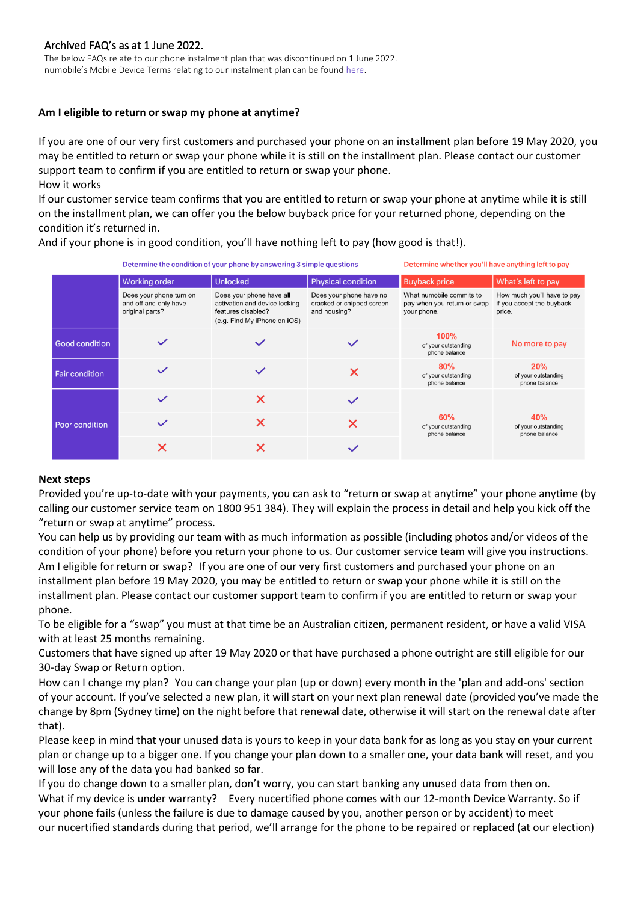Archived FAQ's as at 1 June 2022.

The below FAQs relate to our phone instalment plan that was discontinued on 1 June 2022. numobile's Mobile Device Terms relating to our instalment plan can be found here.

**Am I eligible to return or swap my phone at anytime?**

If you are one of our very first customers and purchased your phone on an installment plan before 19 May 2020, you may be entitled to return or swap your phone while it is still on the installment plan. Please contact our customer support team to confirm if you are entitled to return or swap your phone.

How it works

If our customer service team confirms that you are entitled to return or swap your phone at anytime while it is still on the installment plan, we can offer you the below buyback price for your returned phone, depending on the condition it's returned in.

And if your phone is in good condition, you'll have nothing left to pay (how good is that!).

| | Determine the condition of your phone by answering 3 simple questions | | | Determine whether you'll have anything left to pay | |
|---|---|---|---|---|---|
| | Working order | Unlocked | Physical condition | Buyback price | What's left to pay |
| | Does your phone turn on and off and only have original parts? | Does your phone have all activation and device locking features disabled? (e.g. Find My iPhone on iOS) | Does your phone have no cracked or chipped screen and housing? | What numobile commits to pay when you return or swap your phone. | How much you'll have to pay if you accept the buyback price. |
| Good condition | ✓ | ✓ | ✓ | 100% of your outstanding phone balance | No more to pay |
| Fair condition | ✓ | ✓ | ✗ | 80% of your outstanding phone balance | 20% of your outstanding phone balance |
| Poor condition | ✓ | ✗ | ✓ | 60% of your outstanding phone balance | 40% of your outstanding phone balance |
| | ✓ | ✗ | ✗ | | |
| | ✗ | ✗ | ✓ | | |

**Next steps**

Provided you're up-to-date with your payments, you can ask to "return or swap at anytime" your phone anytime (by calling our customer service team on 1800 951 384). They will explain the process in detail and help you kick off the "return or swap at anytime" process.

You can help us by providing our team with as much information as possible (including photos and/or videos of the condition of your phone) before you return your phone to us. Our customer service team will give you instructions.

Am I eligible for return or swap? If you are one of our very first customers and purchased your phone on an installment plan before 19 May 2020, you may be entitled to return or swap your phone while it is still on the installment plan. Please contact our customer support team to confirm if you are entitled to return or swap your phone.

To be eligible for a "swap" you must at that time be an Australian citizen, permanent resident, or have a valid VISA with at least 25 months remaining.

Customers that have signed up after 19 May 2020 or that have purchased a phone outright are still eligible for our 30-day Swap or Return option.

How can I change my plan? You can change your plan (up or down) every month in the 'plan and add-ons' section of your account. If you've selected a new plan, it will start on your next plan renewal date (provided you've made the change by 8pm (Sydney time) on the night before that renewal date, otherwise it will start on the renewal date after that).

Please keep in mind that your unused data is yours to keep in your data bank for as long as you stay on your current plan or change up to a bigger one. If you change your plan down to a smaller one, your data bank will reset, and you will lose any of the data you had banked so far.

If you do change down to a smaller plan, don't worry, you can start banking any unused data from then on.

What if my device is under warranty? Every nucertified phone comes with our 12-month Device Warranty. So if your phone fails (unless the failure is due to damage caused by you, another person or by accident) to meet our nucertified standards during that period, we'll arrange for the phone to be repaired or replaced (at our election)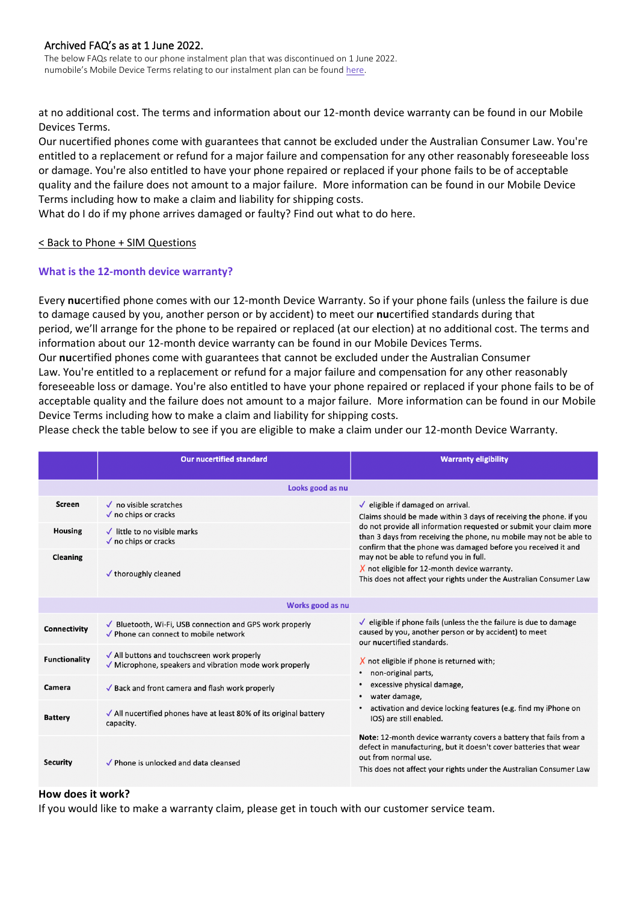Archived FAQ's as at 1 June 2022.
The below FAQs relate to our phone instalment plan that was discontinued on 1 June 2022.
numobile's Mobile Device Terms relating to our instalment plan can be found here.

at no additional cost. The terms and information about our 12-month device warranty can be found in our Mobile Devices Terms.
Our nucertified phones come with guarantees that cannot be excluded under the Australian Consumer Law. You're entitled to a replacement or refund for a major failure and compensation for any other reasonably foreseeable loss or damage. You're also entitled to have your phone repaired or replaced if your phone fails to be of acceptable quality and the failure does not amount to a major failure. More information can be found in our Mobile Device Terms including how to make a claim and liability for shipping costs.
What do I do if my phone arrives damaged or faulty? Find out what to do here.

< Back to Phone + SIM Questions

### What is the 12-month device warranty?

Every **nu**certified phone comes with our 12-month Device Warranty. So if your phone fails (unless the failure is due to damage caused by you, another person or by accident) to meet our **nu**certified standards during that period, we'll arrange for the phone to be repaired or replaced (at our election) at no additional cost. The terms and information about our 12-month device warranty can be found in our Mobile Devices Terms.
Our **nu**certified phones come with guarantees that cannot be excluded under the Australian Consumer Law. You're entitled to a replacement or refund for a major failure and compensation for any other reasonably foreseeable loss or damage. You're also entitled to have your phone repaired or replaced if your phone fails to be of acceptable quality and the failure does not amount to a major failure. More information can be found in our Mobile Device Terms including how to make a claim and liability for shipping costs.
Please check the table below to see if you are eligible to make a claim under our 12-month Device Warranty.

| | Our nucertified standard | Warranty eligibility |
|---|---|---|
| | **Looks good as nu** | |
| **Screen** | ✓ no visible scratches<br>✓ no chips or cracks | ✓ eligible if damaged on arrival.<br>Claims should be made within 3 days of receiving the phone. If you do not provide all information requested or submit your claim more than 3 days from receiving the phone, nu mobile may not be able to confirm that the phone was damaged before you received it and may not be able to refund you in full.<br>✗ not eligible for 12-month device warranty.<br>This does not affect your rights under the Australian Consumer Law |
| **Housing** | ✓ little to no visible marks<br>✓ no chips or cracks | |
| **Cleaning** | ✓ thoroughly cleaned | |
| | **Works good as nu** | |
| **Connectivity** | ✓ Bluetooth, Wi-Fi, USB connection and GPS work properly<br>✓ Phone can connect to mobile network | ✓ eligible if phone fails (unless the the failure is due to damage caused by you, another person or by accident) to meet our nucertified standards.<br>✗ not eligible if phone is returned with;<br>• non-original parts,<br>• excessive physical damage,<br>• water damage,<br>• activation and device locking features (e.g. find my iPhone on IOS) are still enabled.<br>**Note:** 12-month device warranty covers a battery that fails from a defect in manufacturing, but it doesn't cover batteries that wear out from normal use.<br>This does not affect your rights under the Australian Consumer Law |
| **Functionality** | ✓ All buttons and touchscreen work properly<br>✓ Microphone, speakers and vibration mode work properly | |
| **Camera** | ✓ Back and front camera and flash work properly | |
| **Battery** | ✓ All nucertified phones have at least 80% of its original battery capacity. | |
| **Security** | ✓ Phone is unlocked and data cleansed | |

**How does it work?**
If you would like to make a warranty claim, please get in touch with our customer service team.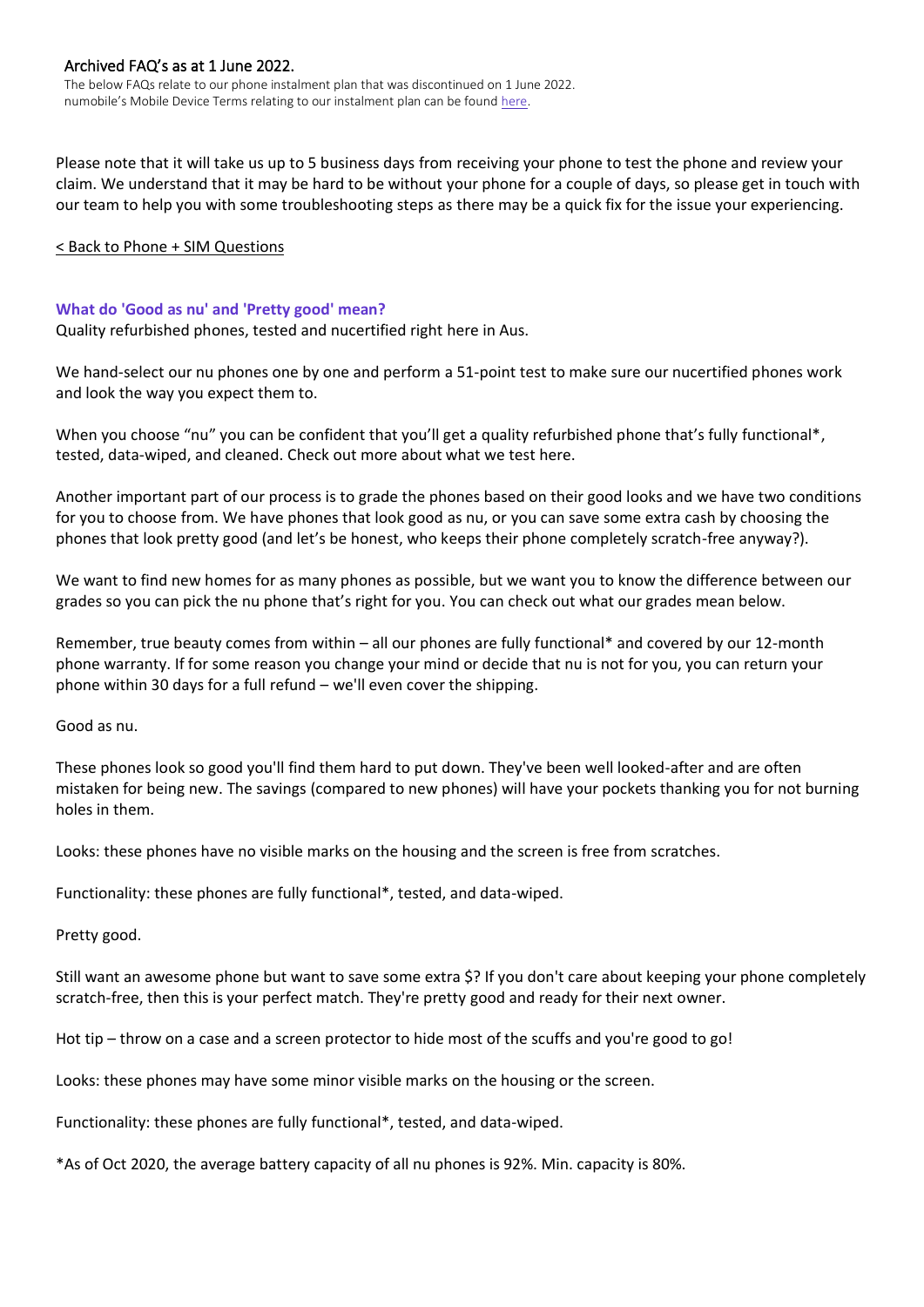Archived FAQ's as at 1 June 2022.

The below FAQs relate to our phone instalment plan that was discontinued on 1 June 2022. numobile's Mobile Device Terms relating to our instalment plan can be found here.

Please note that it will take us up to 5 business days from receiving your phone to test the phone and review your claim. We understand that it may be hard to be without your phone for a couple of days, so please get in touch with our team to help you with some troubleshooting steps as there may be a quick fix for the issue your experiencing.

< Back to Phone + SIM Questions

### What do 'Good as nu' and 'Pretty good' mean?

Quality refurbished phones, tested and nucertified right here in Aus.

We hand-select our nu phones one by one and perform a 51-point test to make sure our nucertified phones work and look the way you expect them to.

When you choose "nu" you can be confident that you'll get a quality refurbished phone that's fully functional*, tested, data-wiped, and cleaned. Check out more about what we test here.

Another important part of our process is to grade the phones based on their good looks and we have two conditions for you to choose from. We have phones that look good as nu, or you can save some extra cash by choosing the phones that look pretty good (and let's be honest, who keeps their phone completely scratch-free anyway?).

We want to find new homes for as many phones as possible, but we want you to know the difference between our grades so you can pick the nu phone that's right for you. You can check out what our grades mean below.

Remember, true beauty comes from within – all our phones are fully functional* and covered by our 12-month phone warranty. If for some reason you change your mind or decide that nu is not for you, you can return your phone within 30 days for a full refund – we'll even cover the shipping.

Good as nu.

These phones look so good you'll find them hard to put down. They've been well looked-after and are often mistaken for being new. The savings (compared to new phones) will have your pockets thanking you for not burning holes in them.

Looks: these phones have no visible marks on the housing and the screen is free from scratches.

Functionality: these phones are fully functional*, tested, and data-wiped.

Pretty good.

Still want an awesome phone but want to save some extra $? If you don't care about keeping your phone completely scratch-free, then this is your perfect match. They're pretty good and ready for their next owner.

Hot tip – throw on a case and a screen protector to hide most of the scuffs and you're good to go!

Looks: these phones may have some minor visible marks on the housing or the screen.

Functionality: these phones are fully functional*, tested, and data-wiped.

*As of Oct 2020, the average battery capacity of all nu phones is 92%. Min. capacity is 80%.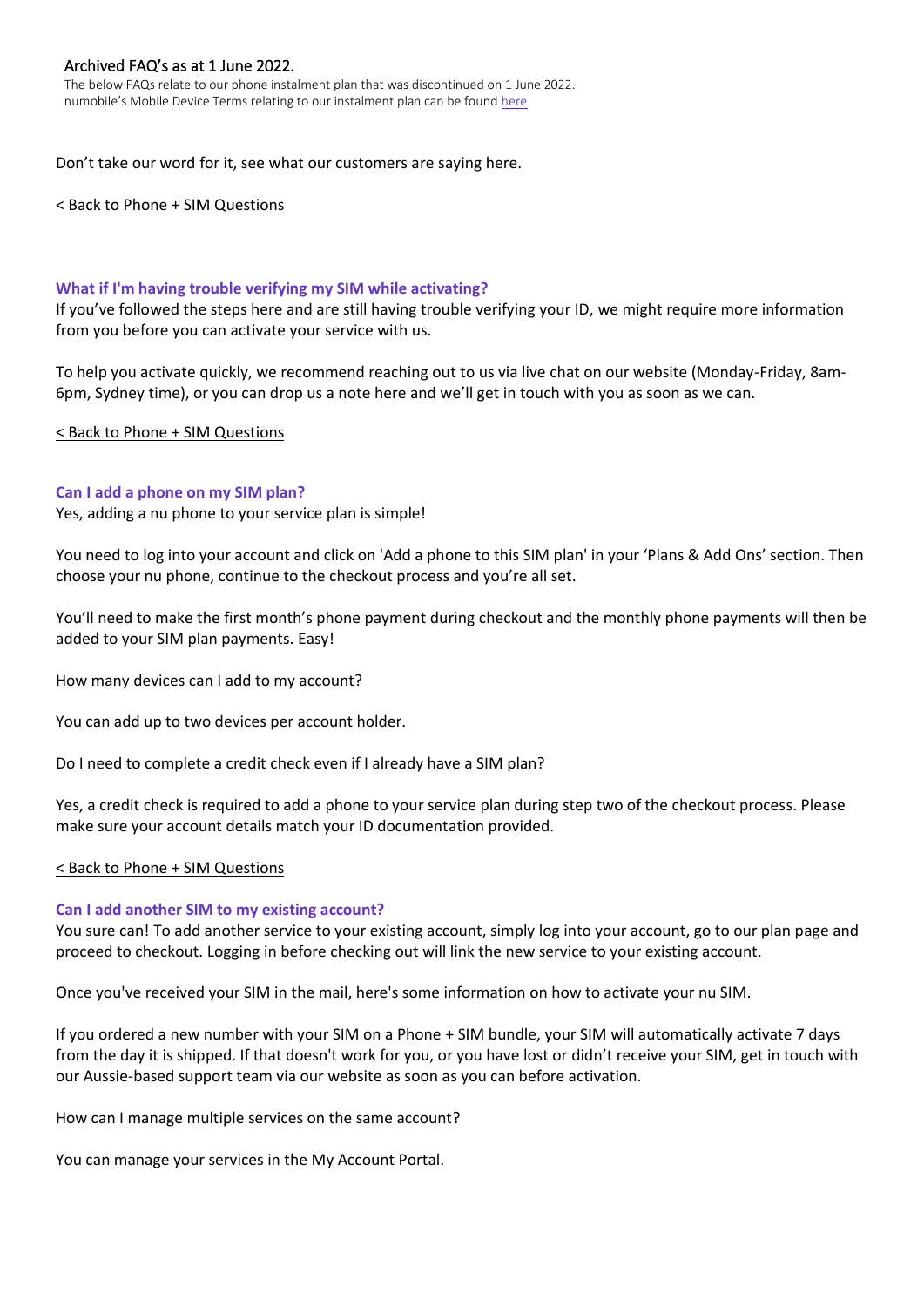Archived FAQ's as at 1 June 2022.

The below FAQs relate to our phone instalment plan that was discontinued on 1 June 2022.
numobile's Mobile Device Terms relating to our instalment plan can be found here.

Don't take our word for it, see what our customers are saying here.

< Back to Phone + SIM Questions

### What if I'm having trouble verifying my SIM while activating?

If you've followed the steps here and are still having trouble verifying your ID, we might require more information from you before you can activate your service with us.

To help you activate quickly, we recommend reaching out to us via live chat on our website (Monday-Friday, 8am-6pm, Sydney time), or you can drop us a note here and we'll get in touch with you as soon as we can.

< Back to Phone + SIM Questions

### Can I add a phone on my SIM plan?

Yes, adding a nu phone to your service plan is simple!

You need to log into your account and click on 'Add a phone to this SIM plan' in your 'Plans & Add Ons' section. Then choose your nu phone, continue to the checkout process and you're all set.

You'll need to make the first month's phone payment during checkout and the monthly phone payments will then be added to your SIM plan payments. Easy!

How many devices can I add to my account?

You can add up to two devices per account holder.

Do I need to complete a credit check even if I already have a SIM plan?

Yes, a credit check is required to add a phone to your service plan during step two of the checkout process. Please make sure your account details match your ID documentation provided.

< Back to Phone + SIM Questions

### Can I add another SIM to my existing account?

You sure can! To add another service to your existing account, simply log into your account, go to our plan page and proceed to checkout. Logging in before checking out will link the new service to your existing account.

Once you've received your SIM in the mail, here's some information on how to activate your nu SIM.

If you ordered a new number with your SIM on a Phone + SIM bundle, your SIM will automatically activate 7 days from the day it is shipped. If that doesn't work for you, or you have lost or didn't receive your SIM, get in touch with our Aussie-based support team via our website as soon as you can before activation.

How can I manage multiple services on the same account?

You can manage your services in the My Account Portal.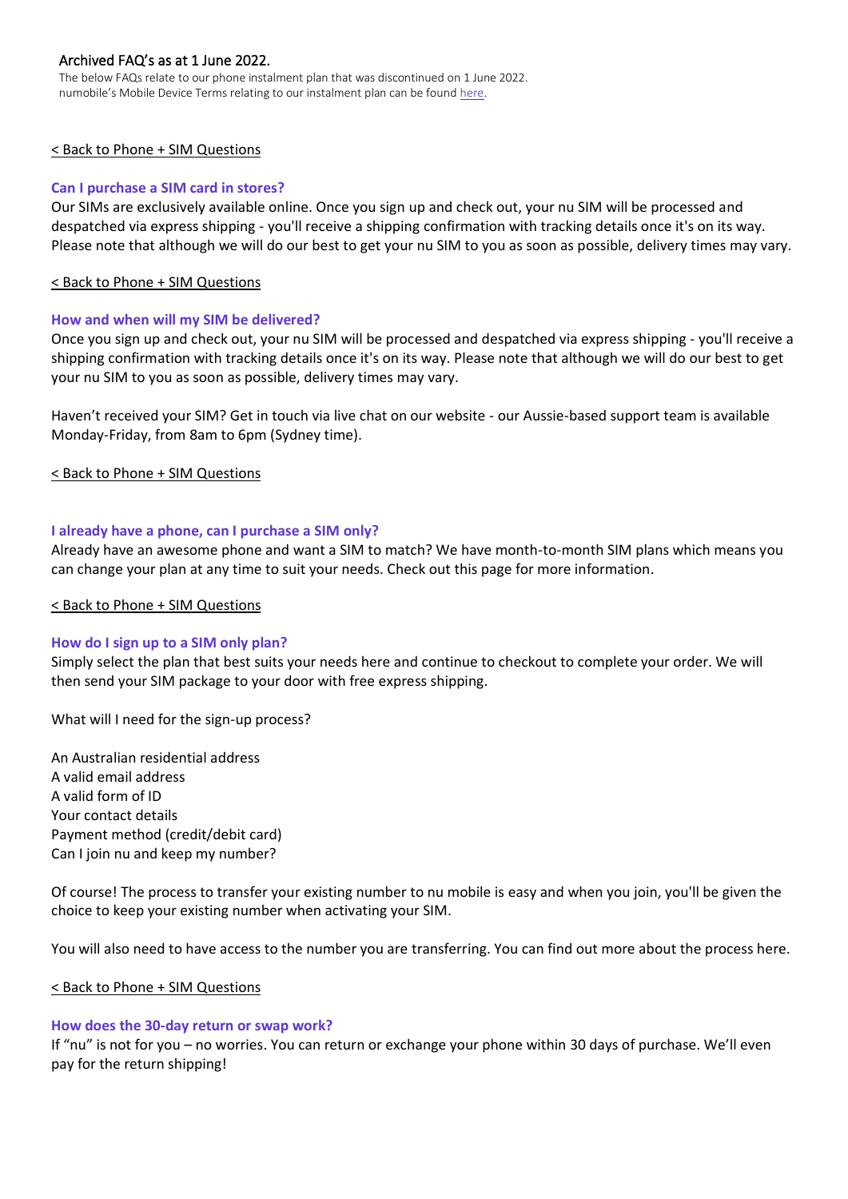Archived FAQ's as at 1 June 2022.

The below FAQs relate to our phone instalment plan that was discontinued on 1 June 2022.
numobile's Mobile Device Terms relating to our instalment plan can be found here.

< Back to Phone + SIM Questions

### Can I purchase a SIM card in stores?

Our SIMs are exclusively available online. Once you sign up and check out, your nu SIM will be processed and despatched via express shipping - you'll receive a shipping confirmation with tracking details once it's on its way. Please note that although we will do our best to get your nu SIM to you as soon as possible, delivery times may vary.

< Back to Phone + SIM Questions

### How and when will my SIM be delivered?

Once you sign up and check out, your nu SIM will be processed and despatched via express shipping - you'll receive a shipping confirmation with tracking details once it's on its way. Please note that although we will do our best to get your nu SIM to you as soon as possible, delivery times may vary.

Haven't received your SIM? Get in touch via live chat on our website - our Aussie-based support team is available Monday-Friday, from 8am to 6pm (Sydney time).

< Back to Phone + SIM Questions

### I already have a phone, can I purchase a SIM only?

Already have an awesome phone and want a SIM to match? We have month-to-month SIM plans which means you can change your plan at any time to suit your needs. Check out this page for more information.

< Back to Phone + SIM Questions

### How do I sign up to a SIM only plan?

Simply select the plan that best suits your needs here and continue to checkout to complete your order. We will then send your SIM package to your door with free express shipping.

What will I need for the sign-up process?

An Australian residential address
A valid email address
A valid form of ID
Your contact details
Payment method (credit/debit card)
Can I join nu and keep my number?

Of course! The process to transfer your existing number to nu mobile is easy and when you join, you'll be given the choice to keep your existing number when activating your SIM.

You will also need to have access to the number you are transferring. You can find out more about the process here.

< Back to Phone + SIM Questions

### How does the 30-day return or swap work?

If "nu" is not for you – no worries. You can return or exchange your phone within 30 days of purchase. We'll even pay for the return shipping!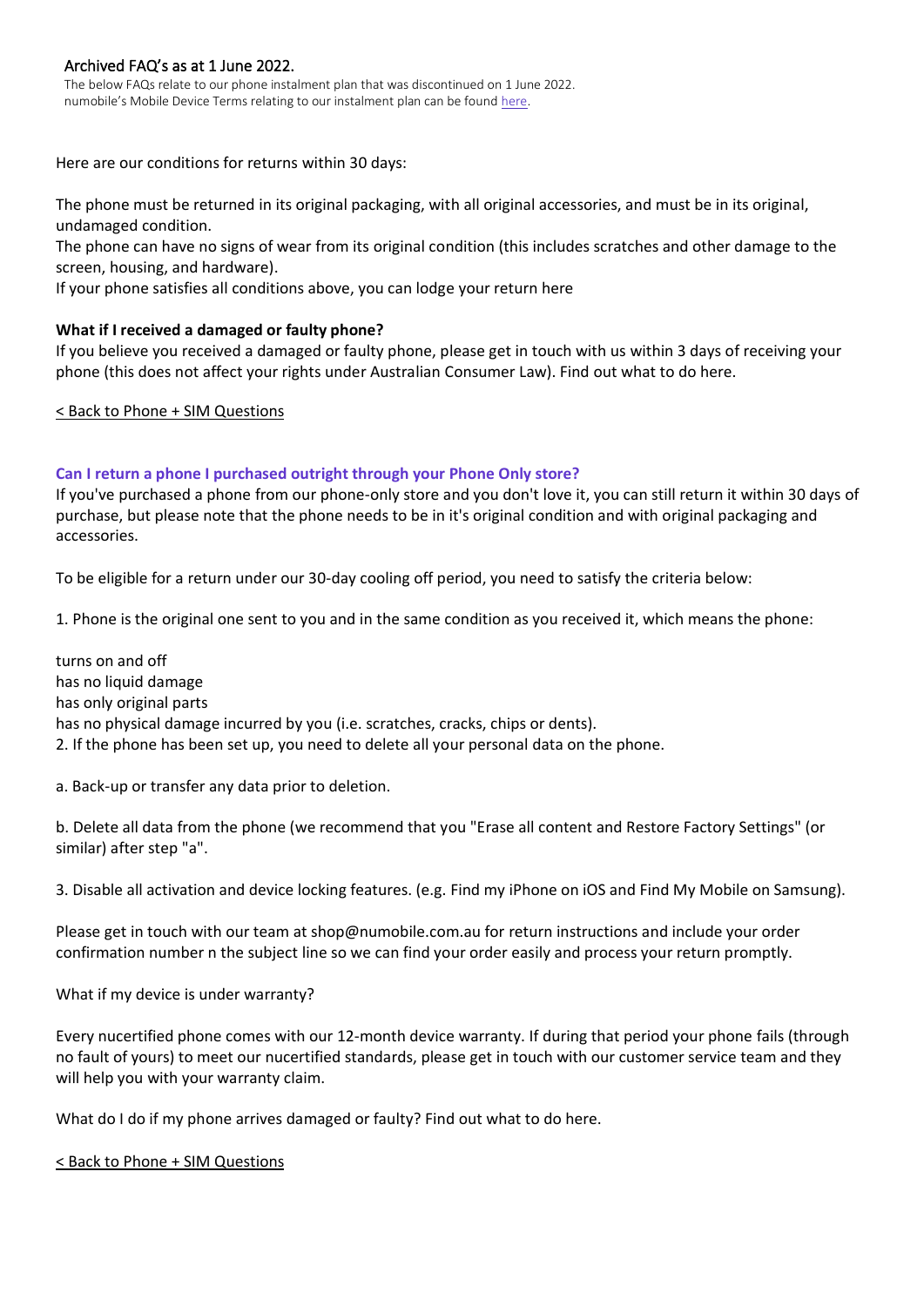Archived FAQ's as at 1 June 2022.

The below FAQs relate to our phone instalment plan that was discontinued on 1 June 2022.
numobile's Mobile Device Terms relating to our instalment plan can be found here.

Here are our conditions for returns within 30 days:

The phone must be returned in its original packaging, with all original accessories, and must be in its original, undamaged condition.

The phone can have no signs of wear from its original condition (this includes scratches and other damage to the screen, housing, and hardware).

If your phone satisfies all conditions above, you can lodge your return here

**What if I received a damaged or faulty phone?**

If you believe you received a damaged or faulty phone, please get in touch with us within 3 days of receiving your phone (this does not affect your rights under Australian Consumer Law). Find out what to do here.

< Back to Phone + SIM Questions

### Can I return a phone I purchased outright through your Phone Only store?

If you've purchased a phone from our phone-only store and you don't love it, you can still return it within 30 days of purchase, but please note that the phone needs to be in it's original condition and with original packaging and accessories.

To be eligible for a return under our 30-day cooling off period, you need to satisfy the criteria below:

1. Phone is the original one sent to you and in the same condition as you received it, which means the phone:

turns on and off
has no liquid damage
has only original parts
has no physical damage incurred by you (i.e. scratches, cracks, chips or dents).

2. If the phone has been set up, you need to delete all your personal data on the phone.

a. Back-up or transfer any data prior to deletion.

b. Delete all data from the phone (we recommend that you "Erase all content and Restore Factory Settings" (or similar) after step "a".

3. Disable all activation and device locking features. (e.g. Find my iPhone on iOS and Find My Mobile on Samsung).

Please get in touch with our team at shop@numobile.com.au for return instructions and include your order confirmation number n the subject line so we can find your order easily and process your return promptly.

What if my device is under warranty?

Every nucertified phone comes with our 12-month device warranty. If during that period your phone fails (through no fault of yours) to meet our nucertified standards, please get in touch with our customer service team and they will help you with your warranty claim.

What do I do if my phone arrives damaged or faulty? Find out what to do here.

< Back to Phone + SIM Questions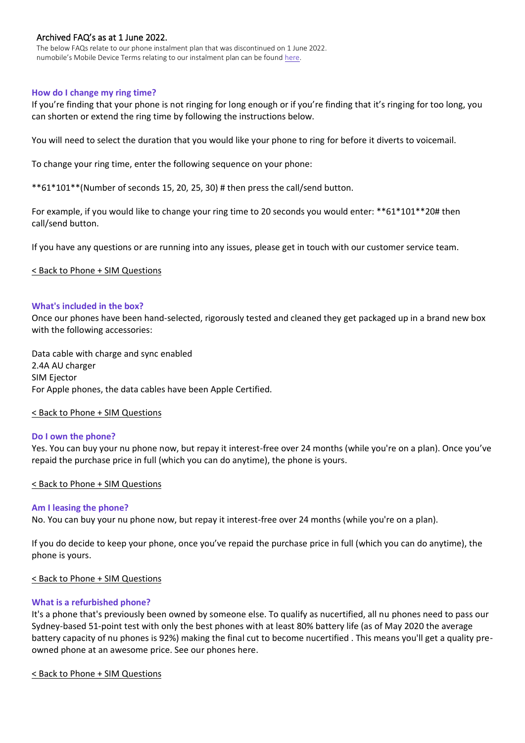Archived FAQ's as at 1 June 2022.

The below FAQs relate to our phone instalment plan that was discontinued on 1 June 2022.
numobile's Mobile Device Terms relating to our instalment plan can be found here.

### How do I change my ring time?

If you're finding that your phone is not ringing for long enough or if you're finding that it's ringing for too long, you can shorten or extend the ring time by following the instructions below.

You will need to select the duration that you would like your phone to ring for before it diverts to voicemail.

To change your ring time, enter the following sequence on your phone:

**61*101**(Number of seconds 15, 20, 25, 30) # then press the call/send button.

For example, if you would like to change your ring time to 20 seconds you would enter: **61*101**20# then call/send button.

If you have any questions or are running into any issues, please get in touch with our customer service team.

< Back to Phone + SIM Questions

### What's included in the box?

Once our phones have been hand-selected, rigorously tested and cleaned they get packaged up in a brand new box with the following accessories:

Data cable with charge and sync enabled
2.4A AU charger
SIM Ejector
For Apple phones, the data cables have been Apple Certified.

< Back to Phone + SIM Questions

### Do I own the phone?

Yes. You can buy your nu phone now, but repay it interest-free over 24 months (while you're on a plan). Once you've repaid the purchase price in full (which you can do anytime), the phone is yours.

< Back to Phone + SIM Questions

### Am I leasing the phone?

No. You can buy your nu phone now, but repay it interest-free over 24 months (while you're on a plan).

If you do decide to keep your phone, once you've repaid the purchase price in full (which you can do anytime), the phone is yours.

< Back to Phone + SIM Questions

### What is a refurbished phone?

It's a phone that's previously been owned by someone else. To qualify as nucertified, all nu phones need to pass our Sydney-based 51-point test with only the best phones with at least 80% battery life (as of May 2020 the average battery capacity of nu phones is 92%) making the final cut to become nucertified . This means you'll get a quality pre-owned phone at an awesome price. See our phones here.

< Back to Phone + SIM Questions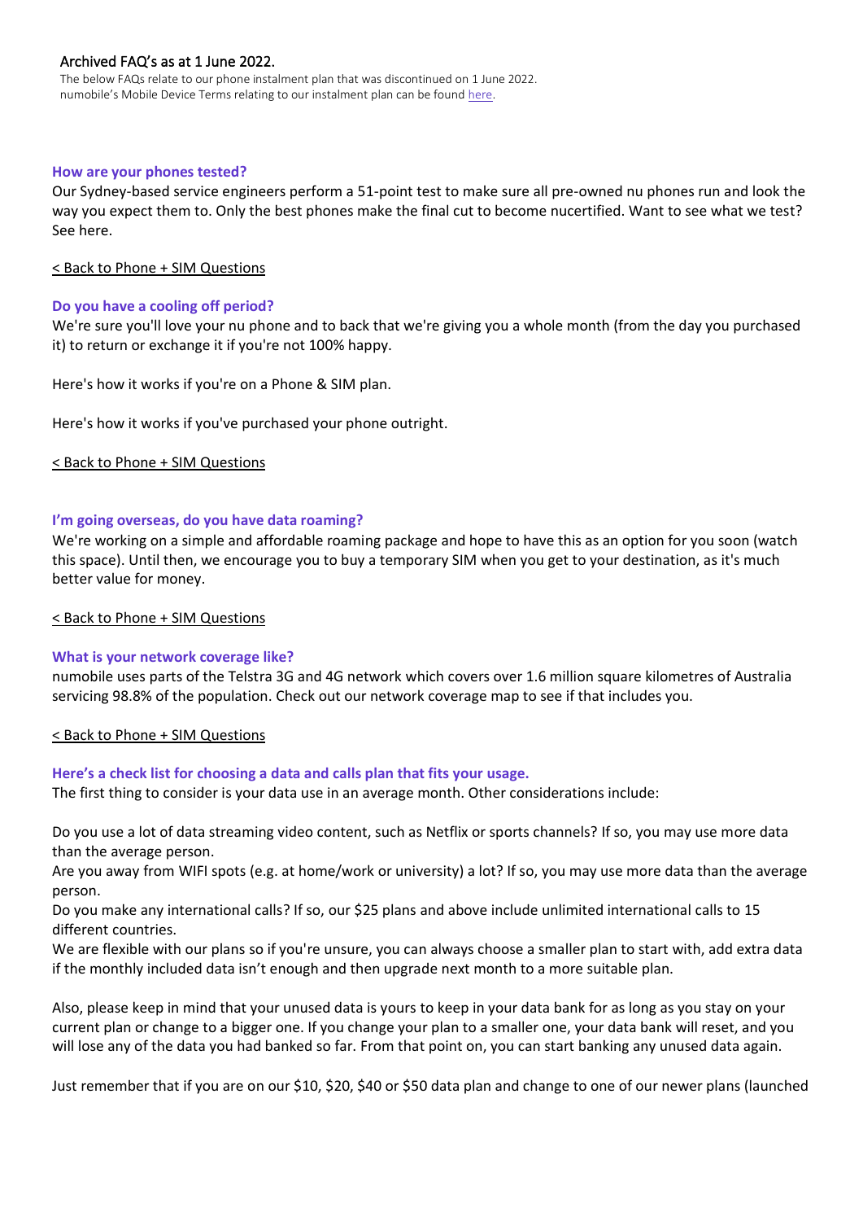Archived FAQ's as at 1 June 2022.

The below FAQs relate to our phone instalment plan that was discontinued on 1 June 2022.
numobile's Mobile Device Terms relating to our instalment plan can be found here.

### How are your phones tested?

Our Sydney-based service engineers perform a 51-point test to make sure all pre-owned nu phones run and look the way you expect them to. Only the best phones make the final cut to become nucertified. Want to see what we test? See here.

< Back to Phone + SIM Questions

### Do you have a cooling off period?

We're sure you'll love your nu phone and to back that we're giving you a whole month (from the day you purchased it) to return or exchange it if you're not 100% happy.

Here's how it works if you're on a Phone & SIM plan.

Here's how it works if you've purchased your phone outright.

< Back to Phone + SIM Questions

### I'm going overseas, do you have data roaming?

We're working on a simple and affordable roaming package and hope to have this as an option for you soon (watch this space). Until then, we encourage you to buy a temporary SIM when you get to your destination, as it's much better value for money.

< Back to Phone + SIM Questions

### What is your network coverage like?

numobile uses parts of the Telstra 3G and 4G network which covers over 1.6 million square kilometres of Australia servicing 98.8% of the population. Check out our network coverage map to see if that includes you.

< Back to Phone + SIM Questions

### Here's a check list for choosing a data and calls plan that fits your usage.

The first thing to consider is your data use in an average month. Other considerations include:

Do you use a lot of data streaming video content, such as Netflix or sports channels? If so, you may use more data than the average person.
Are you away from WIFI spots (e.g. at home/work or university) a lot? If so, you may use more data than the average person.
Do you make any international calls? If so, our $25 plans and above include unlimited international calls to 15 different countries.
We are flexible with our plans so if you're unsure, you can always choose a smaller plan to start with, add extra data if the monthly included data isn't enough and then upgrade next month to a more suitable plan.

Also, please keep in mind that your unused data is yours to keep in your data bank for as long as you stay on your current plan or change to a bigger one. If you change your plan to a smaller one, your data bank will reset, and you will lose any of the data you had banked so far. From that point on, you can start banking any unused data again.

Just remember that if you are on our $10, $20, $40 or $50 data plan and change to one of our newer plans (launched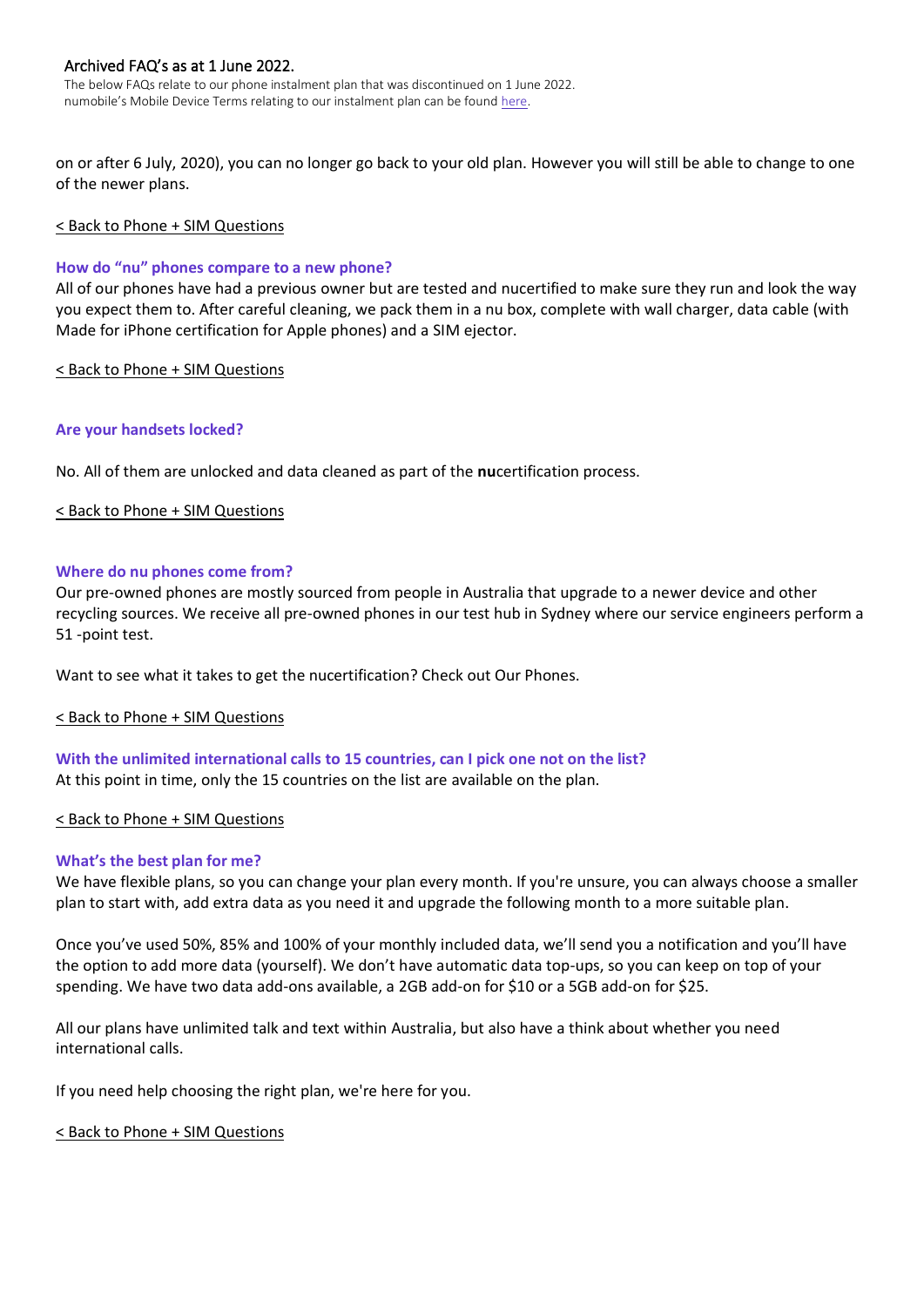Archived FAQ's as at 1 June 2022.

The below FAQs relate to our phone instalment plan that was discontinued on 1 June 2022.
numobile's Mobile Device Terms relating to our instalment plan can be found here.

on or after 6 July, 2020), you can no longer go back to your old plan. However you will still be able to change to one of the newer plans.

< Back to Phone + SIM Questions

### How do "nu" phones compare to a new phone?

All of our phones have had a previous owner but are tested and nucertified to make sure they run and look the way you expect them to. After careful cleaning, we pack them in a nu box, complete with wall charger, data cable (with Made for iPhone certification for Apple phones) and a SIM ejector.

< Back to Phone + SIM Questions

### Are your handsets locked?

No. All of them are unlocked and data cleaned as part of the **nu**certification process.

< Back to Phone + SIM Questions

### Where do nu phones come from?

Our pre-owned phones are mostly sourced from people in Australia that upgrade to a newer device and other recycling sources. We receive all pre-owned phones in our test hub in Sydney where our service engineers perform a 51 -point test.

Want to see what it takes to get the nucertification? Check out Our Phones.

< Back to Phone + SIM Questions

### With the unlimited international calls to 15 countries, can I pick one not on the list?

At this point in time, only the 15 countries on the list are available on the plan.

< Back to Phone + SIM Questions

### What's the best plan for me?

We have flexible plans, so you can change your plan every month. If you're unsure, you can always choose a smaller plan to start with, add extra data as you need it and upgrade the following month to a more suitable plan.

Once you've used 50%, 85% and 100% of your monthly included data, we'll send you a notification and you'll have the option to add more data (yourself). We don't have automatic data top-ups, so you can keep on top of your spending. We have two data add-ons available, a 2GB add-on for $10 or a 5GB add-on for $25.

All our plans have unlimited talk and text within Australia, but also have a think about whether you need international calls.

If you need help choosing the right plan, we're here for you.

< Back to Phone + SIM Questions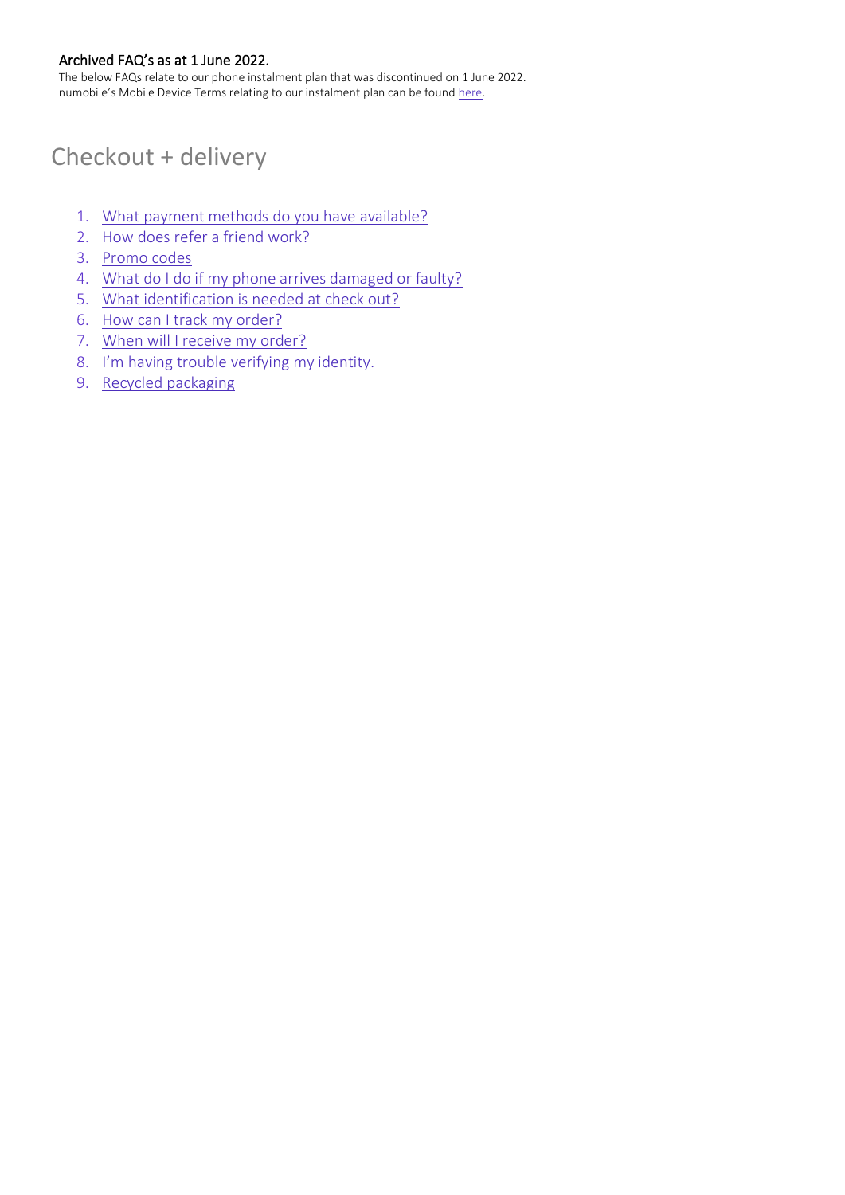**Archived FAQ's as at 1 June 2022.**

The below FAQs relate to our phone instalment plan that was discontinued on 1 June 2022. numobile's Mobile Device Terms relating to our instalment plan can be found here.

# Checkout + delivery

1. What payment methods do you have available?
2. How does refer a friend work?
3. Promo codes
4. What do I do if my phone arrives damaged or faulty?
5. What identification is needed at check out?
6. How can I track my order?
7. When will I receive my order?
8. I'm having trouble verifying my identity.
9. Recycled packaging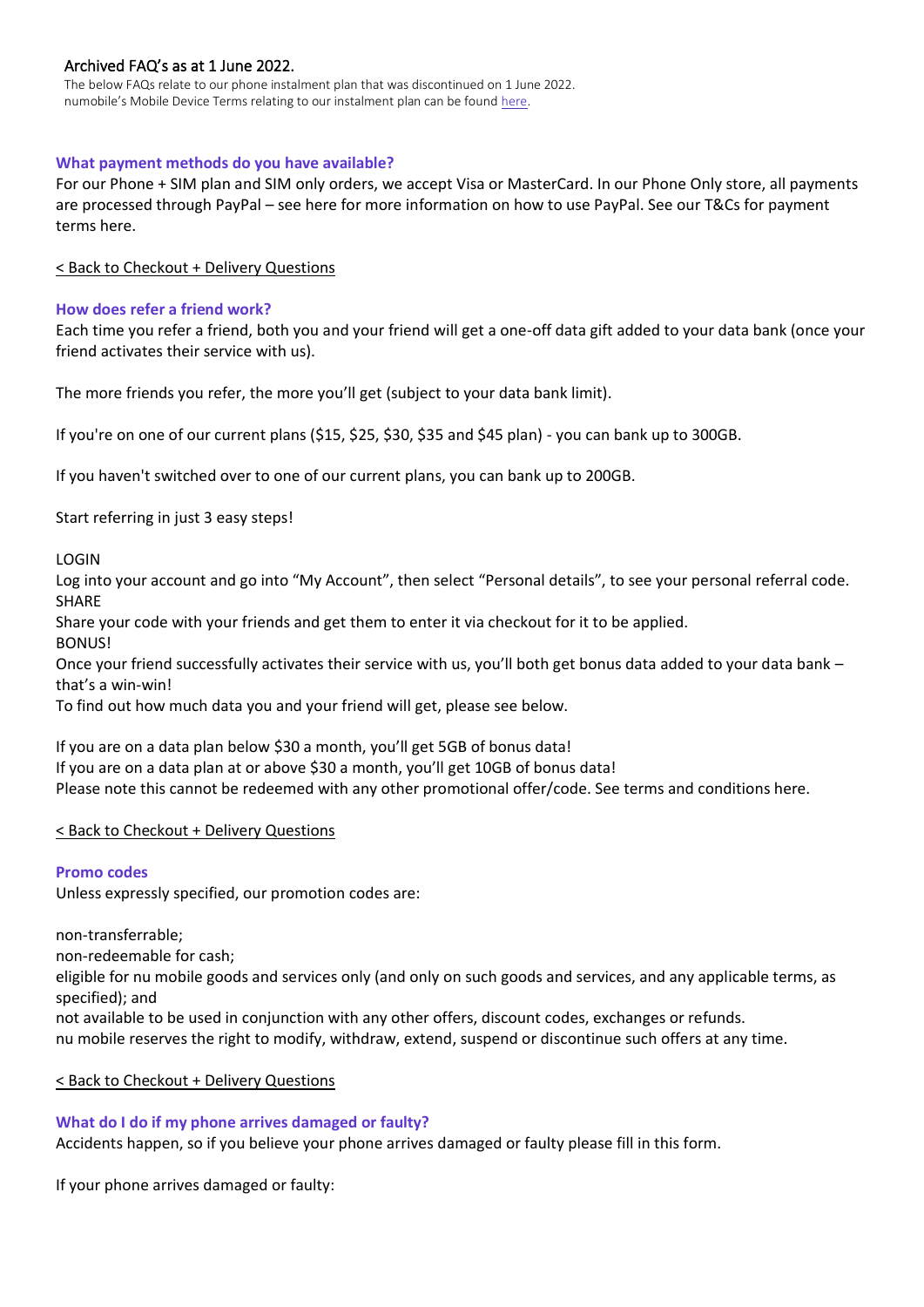Archived FAQ's as at 1 June 2022.

The below FAQs relate to our phone instalment plan that was discontinued on 1 June 2022.
numobile's Mobile Device Terms relating to our instalment plan can be found here.

### What payment methods do you have available?

For our Phone + SIM plan and SIM only orders, we accept Visa or MasterCard. In our Phone Only store, all payments are processed through PayPal – see here for more information on how to use PayPal. See our T&Cs for payment terms here.

< Back to Checkout + Delivery Questions

### How does refer a friend work?

Each time you refer a friend, both you and your friend will get a one-off data gift added to your data bank (once your friend activates their service with us).

The more friends you refer, the more you'll get (subject to your data bank limit).

If you're on one of our current plans ($15, $25, $30, $35 and $45 plan) - you can bank up to 300GB.

If you haven't switched over to one of our current plans, you can bank up to 200GB.

Start referring in just 3 easy steps!

LOGIN
Log into your account and go into "My Account", then select "Personal details", to see your personal referral code.
SHARE
Share your code with your friends and get them to enter it via checkout for it to be applied.
BONUS!
Once your friend successfully activates their service with us, you'll both get bonus data added to your data bank – that's a win-win!
To find out how much data you and your friend will get, please see below.

If you are on a data plan below $30 a month, you'll get 5GB of bonus data!
If you are on a data plan at or above $30 a month, you'll get 10GB of bonus data!
Please note this cannot be redeemed with any other promotional offer/code. See terms and conditions here.

< Back to Checkout + Delivery Questions

### Promo codes

Unless expressly specified, our promotion codes are:

non-transferrable;
non-redeemable for cash;
eligible for nu mobile goods and services only (and only on such goods and services, and any applicable terms, as specified); and
not available to be used in conjunction with any other offers, discount codes, exchanges or refunds.
nu mobile reserves the right to modify, withdraw, extend, suspend or discontinue such offers at any time.

< Back to Checkout + Delivery Questions

### What do I do if my phone arrives damaged or faulty?

Accidents happen, so if you believe your phone arrives damaged or faulty please fill in this form.

If your phone arrives damaged or faulty: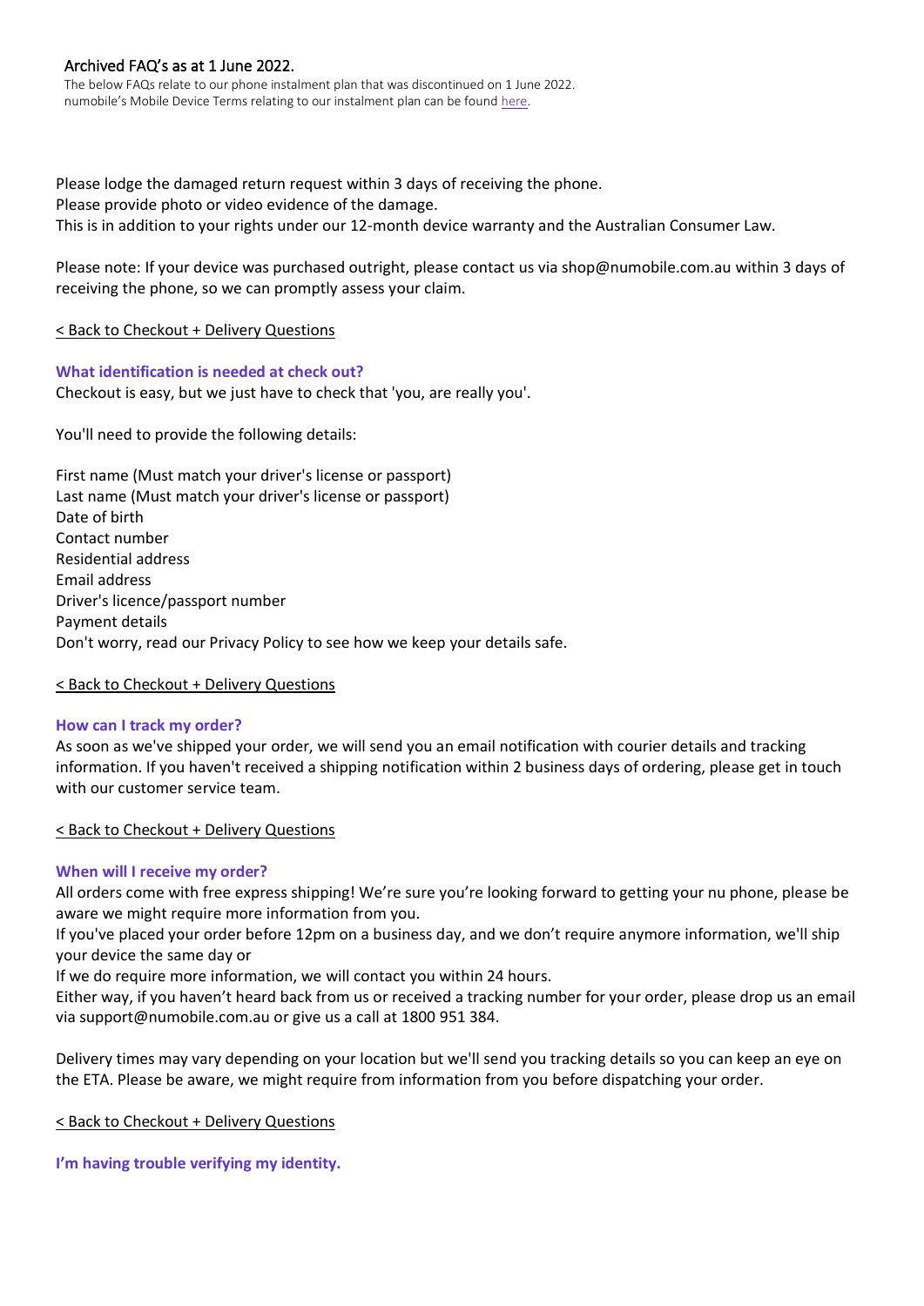Archived FAQ's as at 1 June 2022.

The below FAQs relate to our phone instalment plan that was discontinued on 1 June 2022.
numobile's Mobile Device Terms relating to our instalment plan can be found here.

Please lodge the damaged return request within 3 days of receiving the phone.
Please provide photo or video evidence of the damage.
This is in addition to your rights under our 12-month device warranty and the Australian Consumer Law.

Please note: If your device was purchased outright, please contact us via shop@numobile.com.au within 3 days of receiving the phone, so we can promptly assess your claim.

< Back to Checkout + Delivery Questions

### What identification is needed at check out?

Checkout is easy, but we just have to check that 'you, are really you'.

You'll need to provide the following details:

First name (Must match your driver's license or passport)
Last name (Must match your driver's license or passport)
Date of birth
Contact number
Residential address
Email address
Driver's licence/passport number
Payment details
Don't worry, read our Privacy Policy to see how we keep your details safe.

< Back to Checkout + Delivery Questions

### How can I track my order?

As soon as we've shipped your order, we will send you an email notification with courier details and tracking information. If you haven't received a shipping notification within 2 business days of ordering, please get in touch with our customer service team.

< Back to Checkout + Delivery Questions

### When will I receive my order?

All orders come with free express shipping! We're sure you're looking forward to getting your nu phone, please be aware we might require more information from you.
If you've placed your order before 12pm on a business day, and we don't require anymore information, we'll ship your device the same day or
If we do require more information, we will contact you within 24 hours.
Either way, if you haven't heard back from us or received a tracking number for your order, please drop us an email via support@numobile.com.au or give us a call at 1800 951 384.

Delivery times may vary depending on your location but we'll send you tracking details so you can keep an eye on the ETA. Please be aware, we might require from information from you before dispatching your order.

< Back to Checkout + Delivery Questions

### I'm having trouble verifying my identity.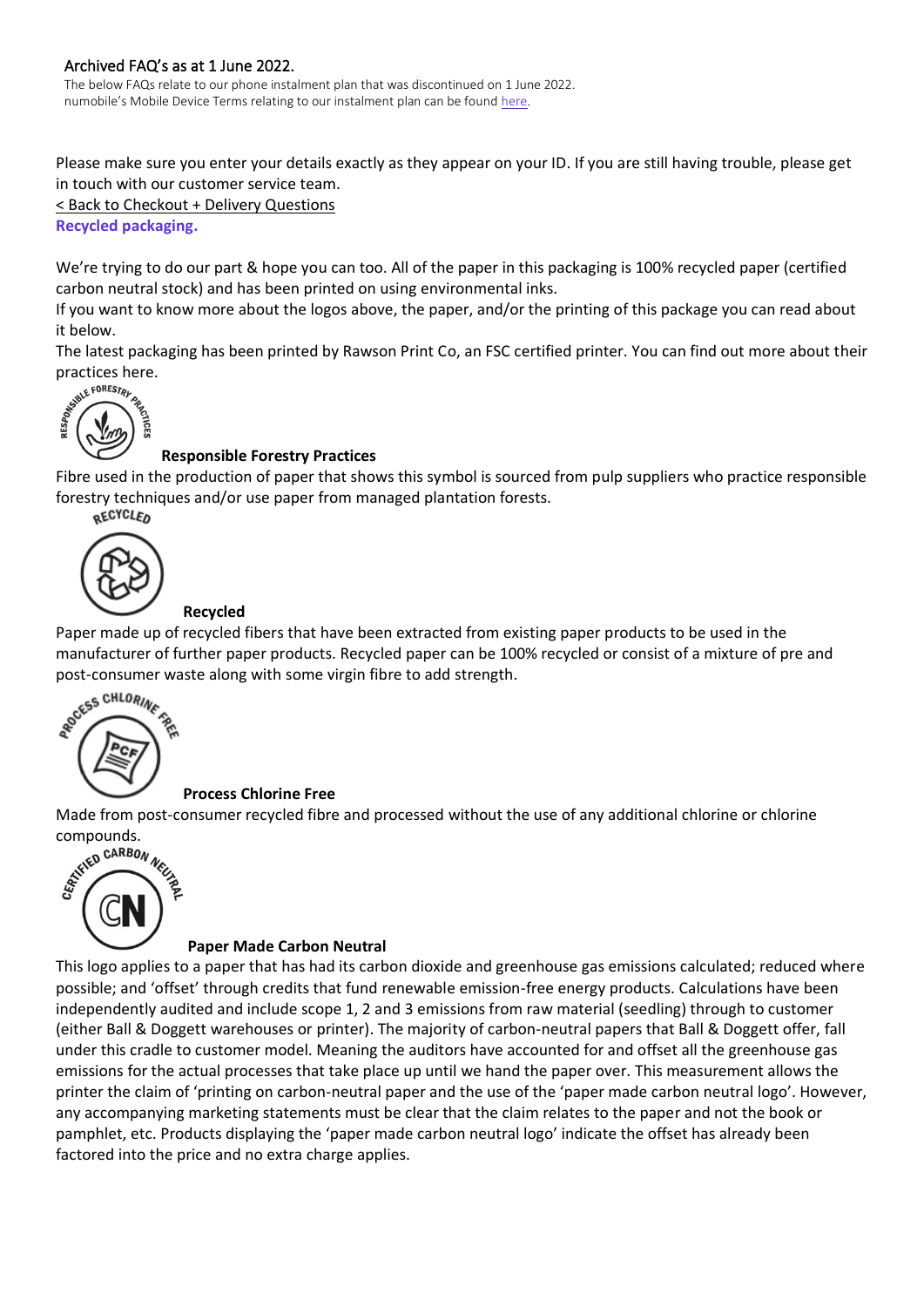Archived FAQ's as at 1 June 2022.

The below FAQs relate to our phone instalment plan that was discontinued on 1 June 2022. numobile's Mobile Device Terms relating to our instalment plan can be found here.

Please make sure you enter your details exactly as they appear on your ID. If you are still having trouble, please get in touch with our customer service team.

< Back to Checkout + Delivery Questions

**Recycled packaging.**

We're trying to do our part & hope you can too. All of the paper in this packaging is 100% recycled paper (certified carbon neutral stock) and has been printed on using environmental inks.

If you want to know more about the logos above, the paper, and/or the printing of this package you can read about it below.

The latest packaging has been printed by Rawson Print Co, an FSC certified printer. You can find out more about their practices here.

**Responsible Forestry Practices**

Fibre used in the production of paper that shows this symbol is sourced from pulp suppliers who practice responsible forestry techniques and/or use paper from managed plantation forests.

**Recycled**

Paper made up of recycled fibers that have been extracted from existing paper products to be used in the manufacturer of further paper products. Recycled paper can be 100% recycled or consist of a mixture of pre and post-consumer waste along with some virgin fibre to add strength.

**Process Chlorine Free**

Made from post-consumer recycled fibre and processed without the use of any additional chlorine or chlorine compounds.

**Paper Made Carbon Neutral**

This logo applies to a paper that has had its carbon dioxide and greenhouse gas emissions calculated; reduced where possible; and 'offset' through credits that fund renewable emission-free energy products. Calculations have been independently audited and include scope 1, 2 and 3 emissions from raw material (seedling) through to customer (either Ball & Doggett warehouses or printer). The majority of carbon-neutral papers that Ball & Doggett offer, fall under this cradle to customer model. Meaning the auditors have accounted for and offset all the greenhouse gas emissions for the actual processes that take place up until we hand the paper over. This measurement allows the printer the claim of 'printing on carbon-neutral paper and the use of the 'paper made carbon neutral logo'. However, any accompanying marketing statements must be clear that the claim relates to the paper and not the book or pamphlet, etc. Products displaying the 'paper made carbon neutral logo' indicate the offset has already been factored into the price and no extra charge applies.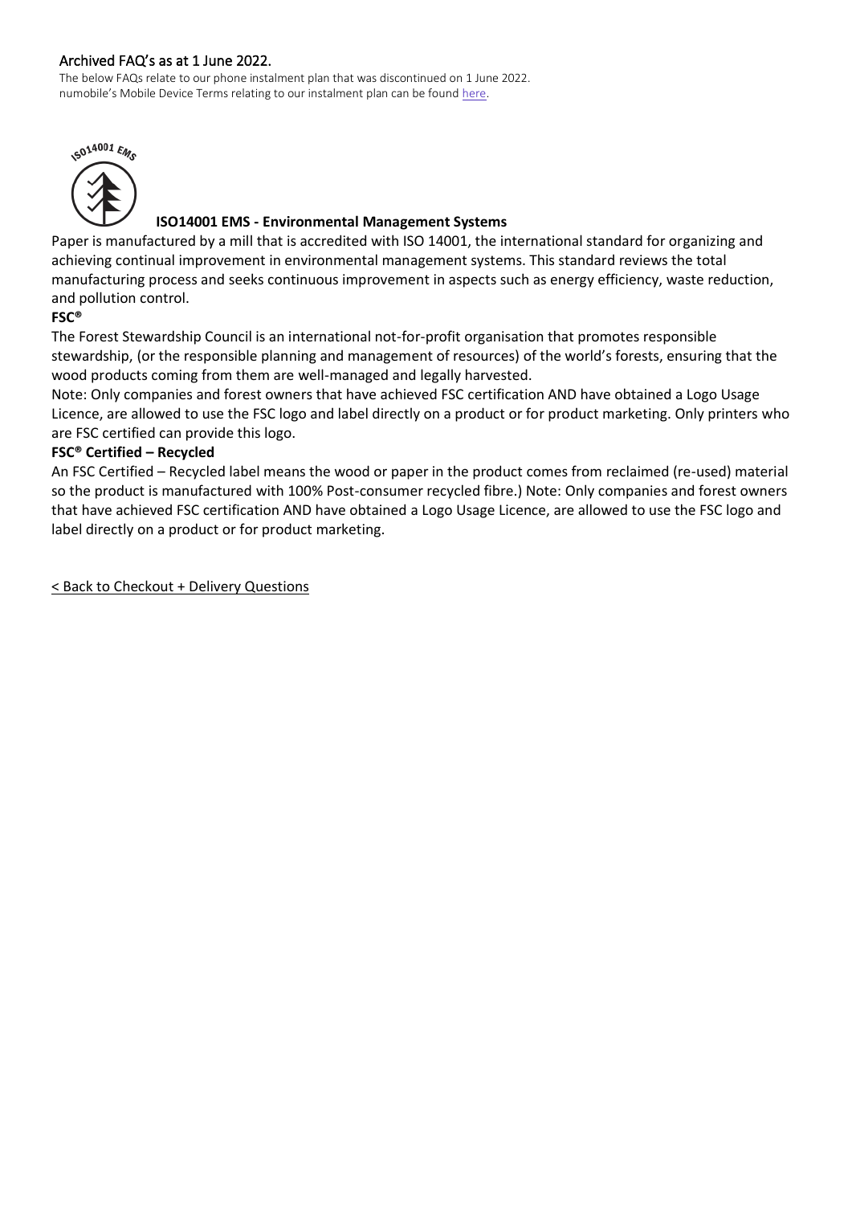Archived FAQ's as at 1 June 2022.

The below FAQs relate to our phone instalment plan that was discontinued on 1 June 2022.
numobile's Mobile Device Terms relating to our instalment plan can be found here.

**ISO14001 EMS - Environmental Management Systems**

Paper is manufactured by a mill that is accredited with ISO 14001, the international standard for organizing and achieving continual improvement in environmental management systems. This standard reviews the total manufacturing process and seeks continuous improvement in aspects such as energy efficiency, waste reduction, and pollution control.

**FSC®**

The Forest Stewardship Council is an international not-for-profit organisation that promotes responsible stewardship, (or the responsible planning and management of resources) of the world's forests, ensuring that the wood products coming from them are well-managed and legally harvested.

Note: Only companies and forest owners that have achieved FSC certification AND have obtained a Logo Usage Licence, are allowed to use the FSC logo and label directly on a product or for product marketing. Only printers who are FSC certified can provide this logo.

**FSC® Certified – Recycled**

An FSC Certified – Recycled label means the wood or paper in the product comes from reclaimed (re-used) material so the product is manufactured with 100% Post-consumer recycled fibre.) Note: Only companies and forest owners that have achieved FSC certification AND have obtained a Logo Usage Licence, are allowed to use the FSC logo and label directly on a product or for product marketing.

< Back to Checkout + Delivery Questions